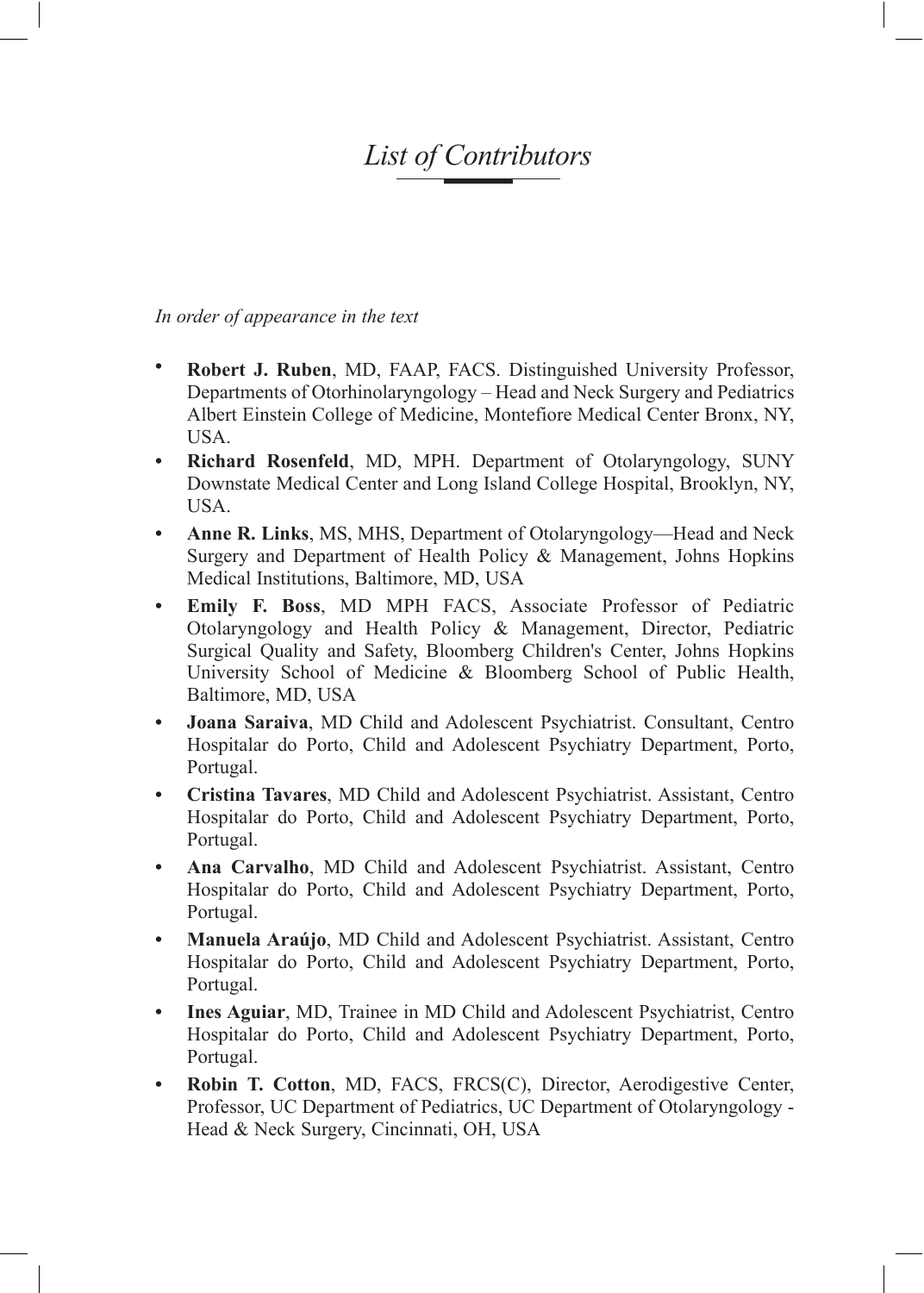# *List of Contributors*

*In order of appearance in the text*

- **Robert J. Ruben**, MD, FAAP, FACS. Distinguished University Professor, Departments of Otorhinolaryngology – Head and Neck Surgery and Pediatrics Albert Einstein College of Medicine, Montefiore Medical Center Bronx, NY, USA.
- **Richard Rosenfeld**, MD, MPH. Department of Otolaryngology, SUNY Downstate Medical Center and Long Island College Hospital, Brooklyn, NY, USA.
- **Anne R. Links**, MS, MHS, Department of Otolaryngology—Head and Neck Surgery and Department of Health Policy & Management, Johns Hopkins Medical Institutions, Baltimore, MD, USA
- **Emily F. Boss**, MD MPH FACS, Associate Professor of Pediatric Otolaryngology and Health Policy & Management, Director, Pediatric Surgical Quality and Safety, Bloomberg Children's Center, Johns Hopkins University School of Medicine & Bloomberg School of Public Health, Baltimore, MD, USA
- **Joana Saraiva**, MD Child and Adolescent Psychiatrist. Consultant, Centro Hospitalar do Porto, Child and Adolescent Psychiatry Department, Porto, Portugal.
- **Cristina Tavares**, MD Child and Adolescent Psychiatrist. Assistant, Centro Hospitalar do Porto, Child and Adolescent Psychiatry Department, Porto, Portugal.
- **Ana Carvalho**, MD Child and Adolescent Psychiatrist. Assistant, Centro Hospitalar do Porto, Child and Adolescent Psychiatry Department, Porto, Portugal.
- **Manuela Araújo**, MD Child and Adolescent Psychiatrist. Assistant, Centro Hospitalar do Porto, Child and Adolescent Psychiatry Department, Porto, Portugal.
- **Ines Aguiar**, MD, Trainee in MD Child and Adolescent Psychiatrist, Centro Hospitalar do Porto, Child and Adolescent Psychiatry Department, Porto, Portugal.
- **Robin T. Cotton**, MD, FACS, FRCS(C), Director, Aerodigestive Center, Professor, UC Department of Pediatrics, UC Department of Otolaryngology - Head & Neck Surgery, Cincinnati, OH, USA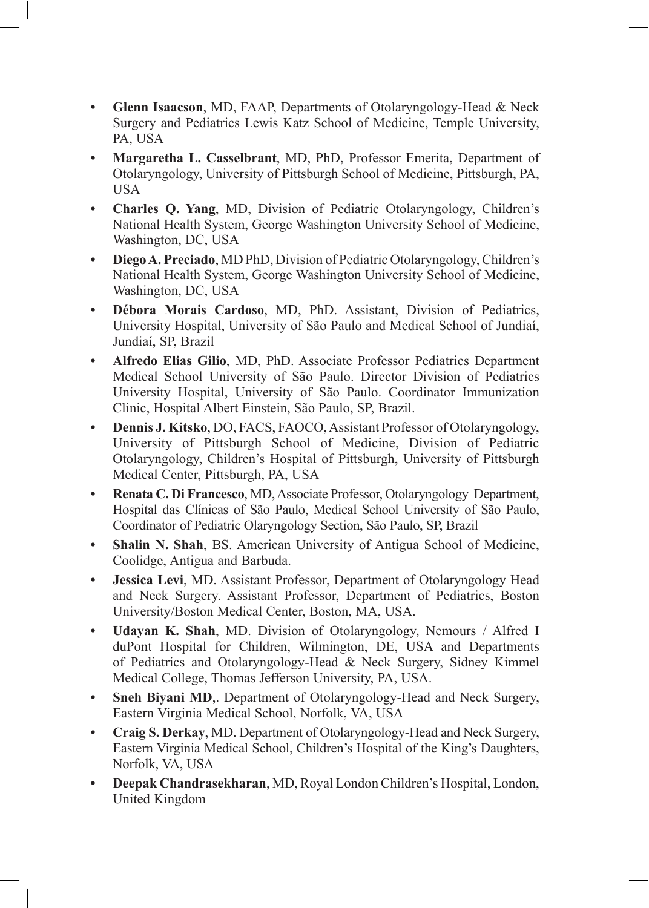- **Glenn Isaacson**, MD, FAAP, Departments of Otolaryngology-Head & Neck Surgery and Pediatrics Lewis Katz School of Medicine, Temple University, PA, USA
- **Margaretha L. Casselbrant**, MD, PhD, Professor Emerita, Department of Otolaryngology, University of Pittsburgh School of Medicine, Pittsburgh, PA, USA
- **Charles Q. Yang**, MD, Division of Pediatric Otolaryngology, Children's National Health System, George Washington University School of Medicine, Washington, DC, USA
- **Diego A. Preciado**, MD PhD, Division of Pediatric Otolaryngology, Children's National Health System, George Washington University School of Medicine, Washington, DC, USA
- **Débora Morais Cardoso**, MD, PhD. Assistant, Division of Pediatrics, University Hospital, University of São Paulo and Medical School of Jundiaí, Jundiaí, SP, Brazil
- **Alfredo Elias Gilio**, MD, PhD. Associate Professor Pediatrics Department Medical School University of São Paulo. Director Division of Pediatrics University Hospital, University of São Paulo. Coordinator Immunization Clinic, Hospital Albert Einstein, São Paulo, SP, Brazil.
- **Dennis J. Kitsko**, DO, FACS, FAOCO, Assistant Professor of Otolaryngology, University of Pittsburgh School of Medicine, Division of Pediatric Otolaryngology, Children's Hospital of Pittsburgh, University of Pittsburgh Medical Center, Pittsburgh, PA, USA
- **Renata C. Di Francesco**, MD, Associate Professor, Otolaryngology Department, Hospital das Clínicas of São Paulo, Medical School University of São Paulo, Coordinator of Pediatric Olaryngology Section, São Paulo, SP, Brazil
- **Shalin N. Shah**, BS. American University of Antigua School of Medicine, Coolidge, Antigua and Barbuda.
- **Jessica Levi**, MD. Assistant Professor, Department of Otolaryngology Head and Neck Surgery. Assistant Professor, Department of Pediatrics, Boston University/Boston Medical Center, Boston, MA, USA.
- **Udayan K. Shah**, MD. Division of Otolaryngology, Nemours / Alfred I duPont Hospital for Children, Wilmington, DE, USA and Departments of Pediatrics and Otolaryngology-Head & Neck Surgery, Sidney Kimmel Medical College, Thomas Jefferson University, PA, USA.
- **Sneh Biyani MD**,. Department of Otolaryngology-Head and Neck Surgery, Eastern Virginia Medical School, Norfolk, VA, USA
- **Craig S. Derkay**, MD. Department of Otolaryngology-Head and Neck Surgery, Eastern Virginia Medical School, Children's Hospital of the King's Daughters, Norfolk, VA, USA
- **Deepak Chandrasekharan**, MD, Royal London Children's Hospital, London, United Kingdom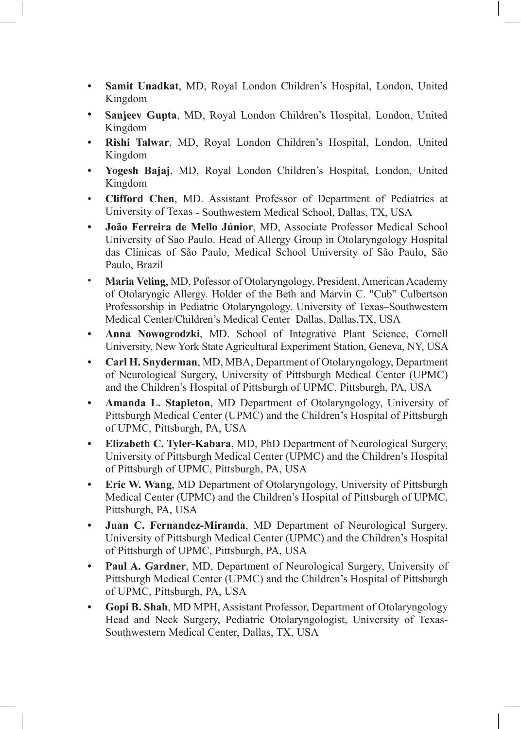- **Samit Unadkat**, MD, Royal London Children's Hospital, London, United Kingdom
- **Sanjeev Gupta**, MD, Royal London Children's Hospital, London, United Kingdom
- **Rishi Talwar**, MD, Royal London Children's Hospital, London, United Kingdom
- **Yogesh Bajaj**, MD, Royal London Children's Hospital, London, United Kingdom
- **Clifford Chen**, MD. Assistant Professor of Department of Pediatrics at University of Texas - Southwestern Medical School, Dallas, TX, USA
- **João Ferreira de Mello Júnior**, MD, Associate Professor Medical School University of Sao Paulo. Head of Allergy Group in Otolaryngology Hospital das Clínicas of São Paulo, Medical School University of São Paulo, São Paulo, Brazil
- **Maria Veling**, MD, Pofessor of Otolaryngology. President, American Academy of Otolaryngic Allergy. Holder of the Beth and Marvin C. "Cub" Culbertson Professorship in Pediatric Otolaryngology. University of Texas–Southwestern Medical Center/Children's Medical Center–Dallas, Dallas,TX, USA
- **Anna Nowogrodzki**, MD. School of Integrative Plant Science, Cornell University, New York State Agricultural Experiment Station, Geneva, NY, USA
- **Carl H. Snyderman**, MD, MBA, Department of Otolaryngology, Department of Neurological Surgery, University of Pittsburgh Medical Center (UPMC) and the Children's Hospital of Pittsburgh of UPMC, Pittsburgh, PA, USA
- **Amanda L. Stapleton**, MD Department of Otolaryngology, University of Pittsburgh Medical Center (UPMC) and the Children's Hospital of Pittsburgh of UPMC, Pittsburgh, PA, USA
- **Elizabeth C. Tyler-Kabara**, MD, PhD Department of Neurological Surgery, University of Pittsburgh Medical Center (UPMC) and the Children's Hospital of Pittsburgh of UPMC, Pittsburgh, PA, USA
- **Eric W. Wang**, MD Department of Otolaryngology, University of Pittsburgh Medical Center (UPMC) and the Children's Hospital of Pittsburgh of UPMC, Pittsburgh, PA, USA
- **Juan C. Fernandez-Miranda**, MD Department of Neurological Surgery, University of Pittsburgh Medical Center (UPMC) and the Children's Hospital of Pittsburgh of UPMC, Pittsburgh, PA, USA
- **Paul A. Gardner**, MD, Department of Neurological Surgery, University of Pittsburgh Medical Center (UPMC) and the Children's Hospital of Pittsburgh of UPMC, Pittsburgh, PA, USA
- **Gopi B. Shah**, MD MPH, Assistant Professor, Department of Otolaryngology Head and Neck Surgery, Pediatric Otolaryngologist, University of Texas-Southwestern Medical Center, Dallas, TX, USA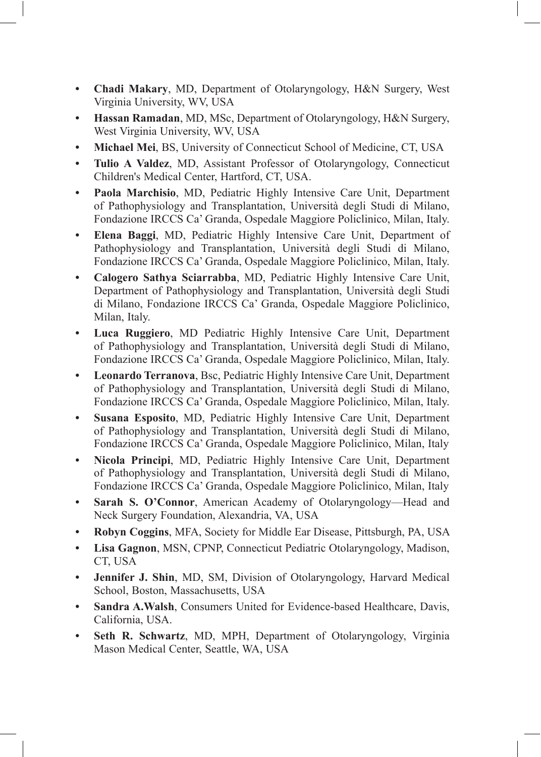- **Chadi Makary**, MD, Department of Otolaryngology, H&N Surgery, West Virginia University, WV, USA
- **Hassan Ramadan**, MD, MSc, Department of Otolaryngology, H&N Surgery, West Virginia University, WV, USA
- **Michael Mei**, BS, University of Connecticut School of Medicine, CT, USA
- **Tulio A Valdez**, MD, Assistant Professor of Otolaryngology, Connecticut Children's Medical Center, Hartford, CT, USA.
- **Paola Marchisio**, MD, Pediatric Highly Intensive Care Unit, Department of Pathophysiology and Transplantation, Università degli Studi di Milano, Fondazione IRCCS Ca' Granda, Ospedale Maggiore Policlinico, Milan, Italy.
- **Elena Baggi**, MD, Pediatric Highly Intensive Care Unit, Department of Pathophysiology and Transplantation, Università degli Studi di Milano, Fondazione IRCCS Ca' Granda, Ospedale Maggiore Policlinico, Milan, Italy.
- **Calogero Sathya Sciarrabba**, MD, Pediatric Highly Intensive Care Unit, Department of Pathophysiology and Transplantation, Università degli Studi di Milano, Fondazione IRCCS Ca' Granda, Ospedale Maggiore Policlinico, Milan, Italy.
- **Luca Ruggiero**, MD Pediatric Highly Intensive Care Unit, Department of Pathophysiology and Transplantation, Università degli Studi di Milano, Fondazione IRCCS Ca' Granda, Ospedale Maggiore Policlinico, Milan, Italy.
- **Leonardo Terranova**, Bsc, Pediatric Highly Intensive Care Unit, Department of Pathophysiology and Transplantation, Università degli Studi di Milano, Fondazione IRCCS Ca' Granda, Ospedale Maggiore Policlinico, Milan, Italy.
- **Susana Esposito**, MD, Pediatric Highly Intensive Care Unit, Department of Pathophysiology and Transplantation, Università degli Studi di Milano, Fondazione IRCCS Ca' Granda, Ospedale Maggiore Policlinico, Milan, Italy
- **Nicola Principi**, MD, Pediatric Highly Intensive Care Unit, Department of Pathophysiology and Transplantation, Università degli Studi di Milano, Fondazione IRCCS Ca' Granda, Ospedale Maggiore Policlinico, Milan, Italy
- **Sarah S. O'Connor**, American Academy of Otolaryngology—Head and Neck Surgery Foundation, Alexandria, VA, USA
- **Robyn Coggins**, MFA, Society for Middle Ear Disease, Pittsburgh, PA, USA
- **Lisa Gagnon**, MSN, CPNP, Connecticut Pediatric Otolaryngology, Madison, CT, USA
- **Jennifer J. Shin**, MD, SM, Division of Otolaryngology, Harvard Medical School, Boston, Massachusetts, USA
- **Sandra A.Walsh**, Consumers United for Evidence-based Healthcare, Davis, California, USA.
- **Seth R. Schwartz**, MD, MPH, Department of Otolaryngology, Virginia Mason Medical Center, Seattle, WA, USA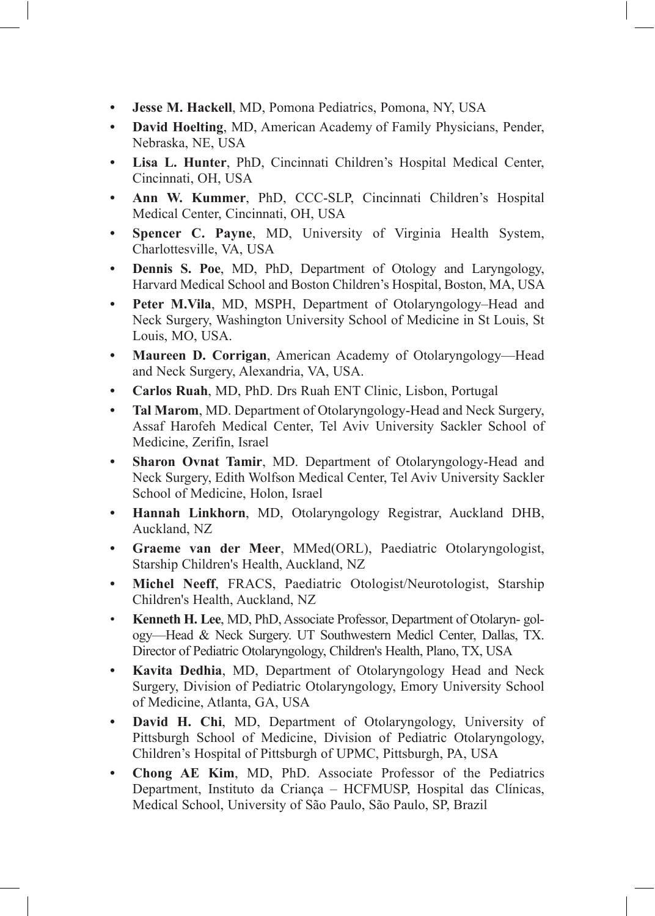- **Jesse M. Hackell**, MD, Pomona Pediatrics, Pomona, NY, USA
- **David Hoelting**, MD, American Academy of Family Physicians, Pender, Nebraska, NE, USA
- **Lisa L. Hunter**, PhD, Cincinnati Children's Hospital Medical Center, Cincinnati, OH, USA
- **Ann W. Kummer**, PhD, CCC-SLP, Cincinnati Children's Hospital Medical Center, Cincinnati, OH, USA
- **Spencer C. Payne**, MD, University of Virginia Health System, Charlottesville, VA, USA
- **Dennis S. Poe**, MD, PhD, Department of Otology and Laryngology, Harvard Medical School and Boston Children's Hospital, Boston, MA, USA
- **Peter M.Vila**, MD, MSPH, Department of Otolaryngology–Head and Neck Surgery, Washington University School of Medicine in St Louis, St Louis, MO, USA.
- **Maureen D. Corrigan**, American Academy of Otolaryngology—Head and Neck Surgery, Alexandria, VA, USA.
- **Carlos Ruah**, MD, PhD. Drs Ruah ENT Clinic, Lisbon, Portugal
- **Tal Marom**, MD. Department of Otolaryngology-Head and Neck Surgery, Assaf Harofeh Medical Center, Tel Aviv University Sackler School of Medicine, Zerifin, Israel
- **Sharon Ovnat Tamir**, MD. Department of Otolaryngology-Head and Neck Surgery, Edith Wolfson Medical Center, Tel Aviv University Sackler School of Medicine, Holon, Israel
- **Hannah Linkhorn**, MD, Otolaryngology Registrar, Auckland DHB, Auckland, NZ
- **Graeme van der Meer**, MMed(ORL), Paediatric Otolaryngologist, Starship Children's Health, Auckland, NZ
- **Michel Neeff**, FRACS, Paediatric Otologist/Neurotologist, Starship Children's Health, Auckland, NZ
- **Kenneth H. Lee**, MD, PhD, Associate Professor, Department of Otolaryn- gology—Head & Neck Surgery. UT Southwestern Medicl Center, Dallas, TX. Director of Pediatric Otolaryngology, Children's Health, Plano, TX, USA
- **Kavita Dedhia**, MD, Department of Otolaryngology Head and Neck Surgery, Division of Pediatric Otolaryngology, Emory University School of Medicine, Atlanta, GA, USA
- **David H. Chi**, MD, Department of Otolaryngology, University of Pittsburgh School of Medicine, Division of Pediatric Otolaryngology, Children's Hospital of Pittsburgh of UPMC, Pittsburgh, PA, USA
- **Chong AE Kim**, MD, PhD. Associate Professor of the Pediatrics Department, Instituto da Criança – HCFMUSP, Hospital das Clínicas, Medical School, University of São Paulo, São Paulo, SP, Brazil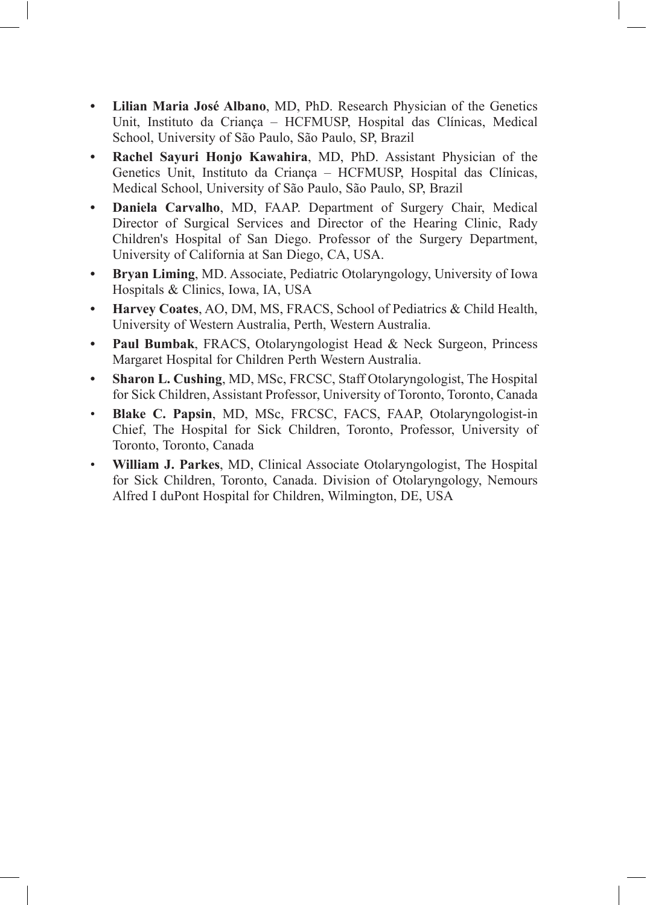- **Lilian Maria José Albano**, MD, PhD. Research Physician of the Genetics Unit, Instituto da Criança – HCFMUSP, Hospital das Clínicas, Medical School, University of São Paulo, São Paulo, SP, Brazil
- **Rachel Sayuri Honjo Kawahira**, MD, PhD. Assistant Physician of the Genetics Unit, Instituto da Criança – HCFMUSP, Hospital das Clínicas, Medical School, University of São Paulo, São Paulo, SP, Brazil
- **Daniela Carvalho**, MD, FAAP. Department of Surgery Chair, Medical Director of Surgical Services and Director of the Hearing Clinic, Rady Children's Hospital of San Diego. Professor of the Surgery Department, University of California at San Diego, CA, USA.
- **Bryan Liming**, MD. Associate, Pediatric Otolaryngology, University of Iowa Hospitals & Clinics, Iowa, IA, USA
- **Harvey Coates**, AO, DM, MS, FRACS, School of Pediatrics & Child Health, University of Western Australia, Perth, Western Australia.
- **Paul Bumbak**, FRACS, Otolaryngologist Head & Neck Surgeon, Princess Margaret Hospital for Children Perth Western Australia.
- **Sharon L. Cushing**, MD, MSc, FRCSC, Staff Otolaryngologist, The Hospital for Sick Children, Assistant Professor, University of Toronto, Toronto, Canada
- **Blake C. Papsin**, MD, MSc, FRCSC, FACS, FAAP, Otolaryngologist-in Chief, The Hospital for Sick Children, Toronto, Professor, University of Toronto, Toronto, Canada
- **William J. Parkes**, MD, Clinical Associate Otolaryngologist, The Hospital for Sick Children, Toronto, Canada. Division of Otolaryngology, Nemours Alfred I duPont Hospital for Children, Wilmington, DE, USA